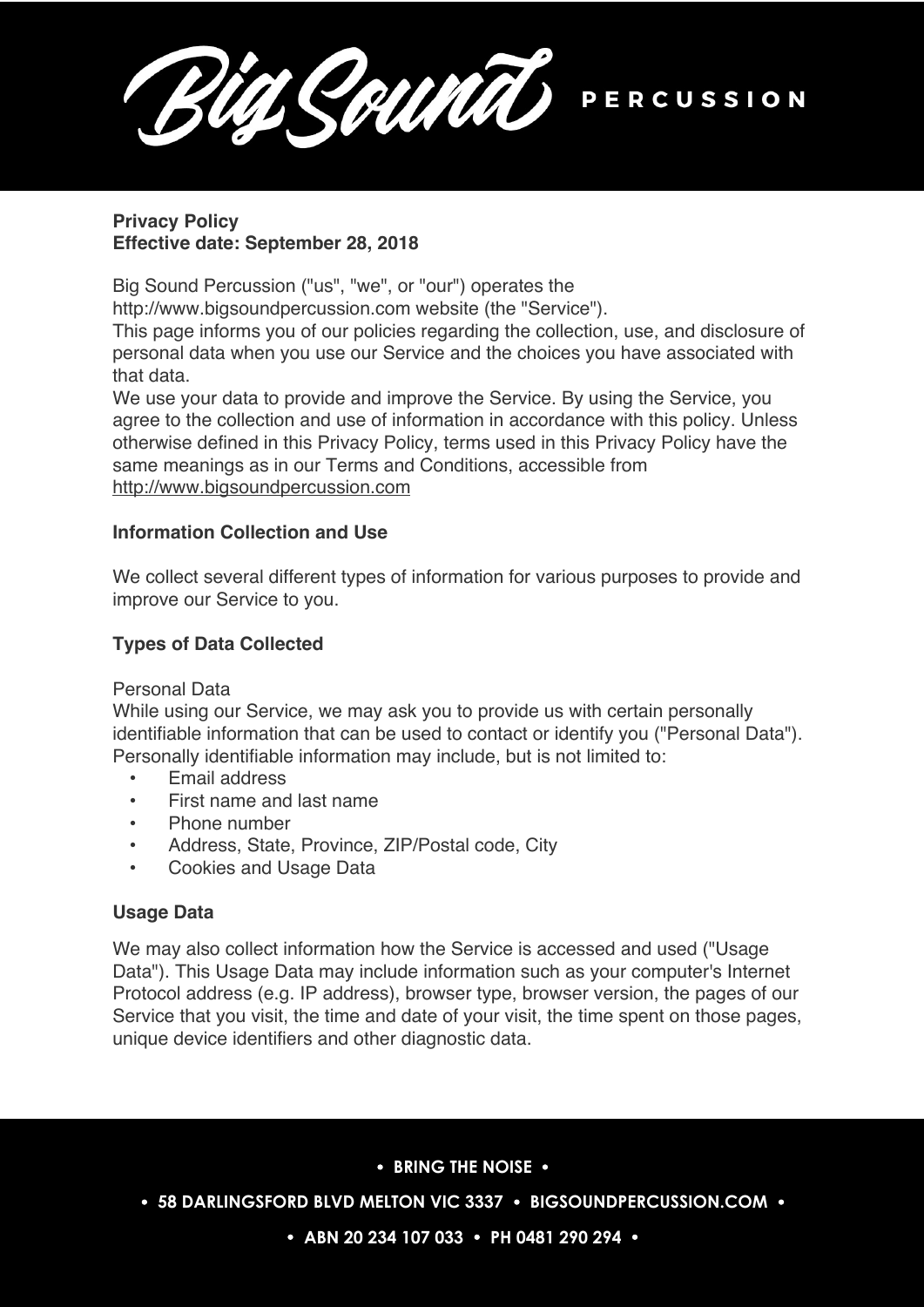**Privacy Policy**
**Effective date: September 28, 2018**

Big Sound Percussion ("us", "we", or "our") operates the http://www.bigsoundpercussion.com website (the "Service").

This page informs you of our policies regarding the collection, use, and disclosure of personal data when you use our Service and the choices you have associated with that data.

We use your data to provide and improve the Service. By using the Service, you agree to the collection and use of information in accordance with this policy. Unless otherwise defined in this Privacy Policy, terms used in this Privacy Policy have the same meanings as in our Terms and Conditions, accessible from http://www.bigsoundpercussion.com

## Information Collection and Use

We collect several different types of information for various purposes to provide and improve our Service to you.

## Types of Data Collected

Personal Data

While using our Service, we may ask you to provide us with certain personally identifiable information that can be used to contact or identify you ("Personal Data"). Personally identifiable information may include, but is not limited to:

- Email address
- First name and last name
- Phone number
- Address, State, Province, ZIP/Postal code, City
- Cookies and Usage Data

## Usage Data

We may also collect information how the Service is accessed and used ("Usage Data"). This Usage Data may include information such as your computer's Internet Protocol address (e.g. IP address), browser type, browser version, the pages of our Service that you visit, the time and date of your visit, the time spent on those pages, unique device identifiers and other diagnostic data.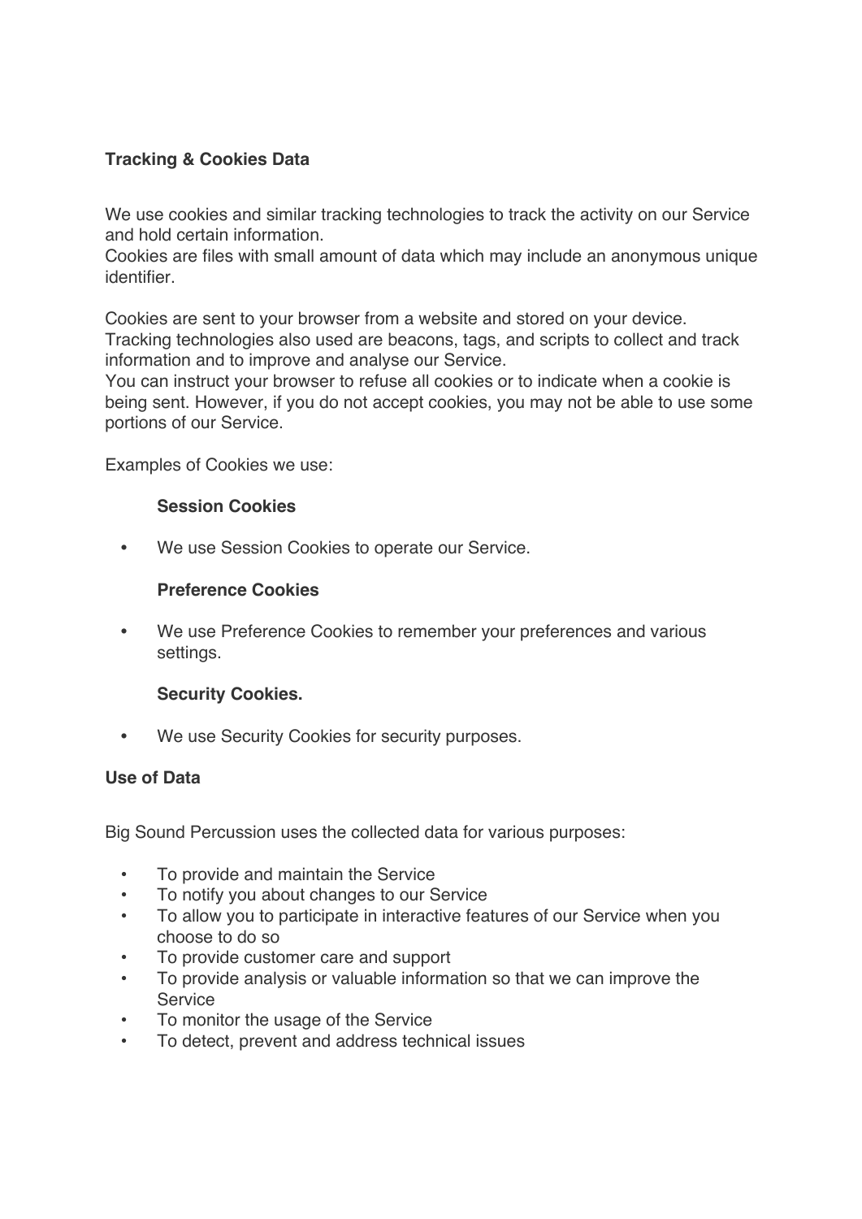**Tracking & Cookies Data**

We use cookies and similar tracking technologies to track the activity on our Service and hold certain information.
Cookies are files with small amount of data which may include an anonymous unique identifier.

Cookies are sent to your browser from a website and stored on your device.
Tracking technologies also used are beacons, tags, and scripts to collect and track information and to improve and analyse our Service.
You can instruct your browser to refuse all cookies or to indicate when a cookie is being sent. However, if you do not accept cookies, you may not be able to use some portions of our Service.

Examples of Cookies we use:

**Session Cookies**

- We use Session Cookies to operate our Service.

**Preference Cookies**

- We use Preference Cookies to remember your preferences and various settings.

**Security Cookies.**

- We use Security Cookies for security purposes.

**Use of Data**

Big Sound Percussion uses the collected data for various purposes:

- To provide and maintain the Service
- To notify you about changes to our Service
- To allow you to participate in interactive features of our Service when you choose to do so
- To provide customer care and support
- To provide analysis or valuable information so that we can improve the Service
- To monitor the usage of the Service
- To detect, prevent and address technical issues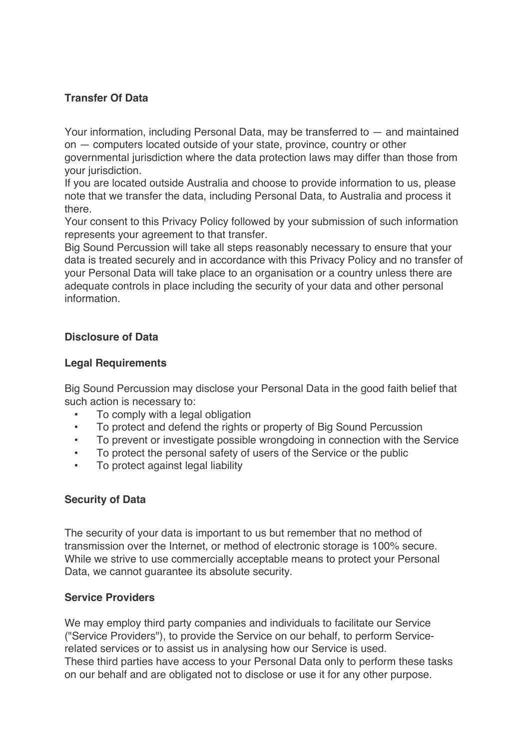**Transfer Of Data**

Your information, including Personal Data, may be transferred to — and maintained on — computers located outside of your state, province, country or other governmental jurisdiction where the data protection laws may differ than those from your jurisdiction.
If you are located outside Australia and choose to provide information to us, please note that we transfer the data, including Personal Data, to Australia and process it there.
Your consent to this Privacy Policy followed by your submission of such information represents your agreement to that transfer.
Big Sound Percussion will take all steps reasonably necessary to ensure that your data is treated securely and in accordance with this Privacy Policy and no transfer of your Personal Data will take place to an organisation or a country unless there are adequate controls in place including the security of your data and other personal information.

**Disclosure of Data**

**Legal Requirements**

Big Sound Percussion may disclose your Personal Data in the good faith belief that such action is necessary to:

- To comply with a legal obligation
- To protect and defend the rights or property of Big Sound Percussion
- To prevent or investigate possible wrongdoing in connection with the Service
- To protect the personal safety of users of the Service or the public
- To protect against legal liability

**Security of Data**

The security of your data is important to us but remember that no method of transmission over the Internet, or method of electronic storage is 100% secure. While we strive to use commercially acceptable means to protect your Personal Data, we cannot guarantee its absolute security.

**Service Providers**

We may employ third party companies and individuals to facilitate our Service ("Service Providers"), to provide the Service on our behalf, to perform Service-related services or to assist us in analysing how our Service is used.
These third parties have access to your Personal Data only to perform these tasks on our behalf and are obligated not to disclose or use it for any other purpose.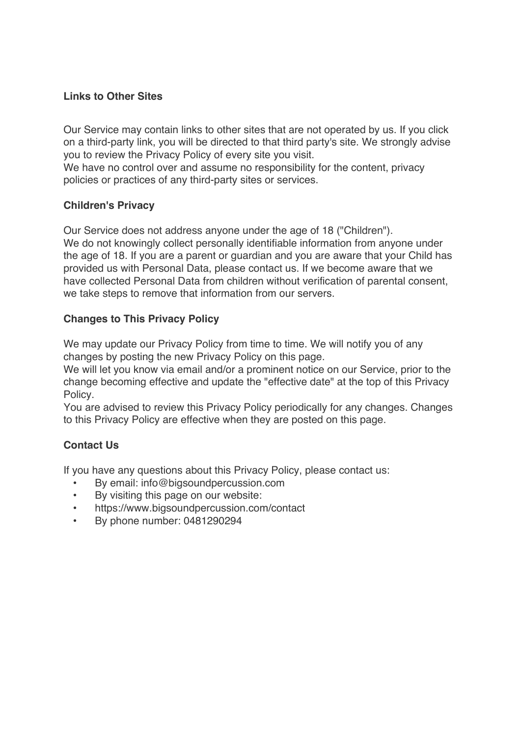**Links to Other Sites**

Our Service may contain links to other sites that are not operated by us. If you click on a third-party link, you will be directed to that third party's site. We strongly advise you to review the Privacy Policy of every site you visit.
We have no control over and assume no responsibility for the content, privacy policies or practices of any third-party sites or services.

**Children's Privacy**

Our Service does not address anyone under the age of 18 ("Children").
We do not knowingly collect personally identifiable information from anyone under the age of 18. If you are a parent or guardian and you are aware that your Child has provided us with Personal Data, please contact us. If we become aware that we have collected Personal Data from children without verification of parental consent, we take steps to remove that information from our servers.

**Changes to This Privacy Policy**

We may update our Privacy Policy from time to time. We will notify you of any changes by posting the new Privacy Policy on this page.
We will let you know via email and/or a prominent notice on our Service, prior to the change becoming effective and update the "effective date" at the top of this Privacy Policy.
You are advised to review this Privacy Policy periodically for any changes. Changes to this Privacy Policy are effective when they are posted on this page.

**Contact Us**

If you have any questions about this Privacy Policy, please contact us:

- By email: info@bigsoundpercussion.com
- By visiting this page on our website:
- https://www.bigsoundpercussion.com/contact
- By phone number: 0481290294